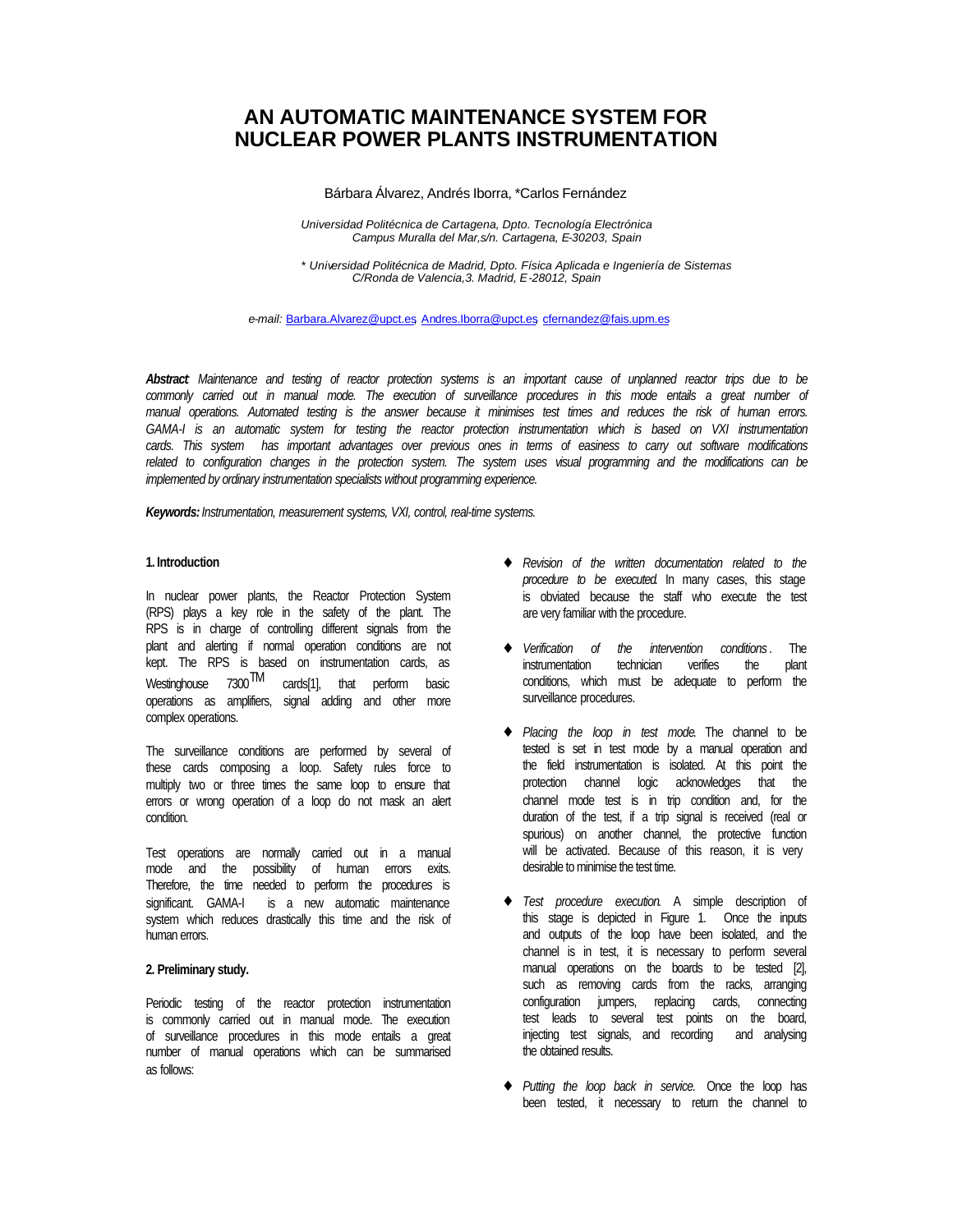# AN AUTOMATIC MAINTENANCE SYSTEM FOR NUCLEAR POWER PLANTS INSTRUMENTATION

Bárbara Álvarez, Andrés Iborra, *Carlos Fernández

*Universidad Politécnica de Cartagena, Dpto. Tecnología Electrónica*
*Campus Muralla del Mar,s/n. Cartagena, E-30203, Spain*

*\* Universidad Politécnica de Madrid, Dpto. Física Aplicada e Ingeniería de Sistemas*
*C/Ronda de Valencia,3. Madrid, E-28012, Spain*

*e-mail:* Barbara.Alvarez@upct.es, Andres.Iborra@upct.es, cfernandez@fais.upm.es

***Abstract*** *Maintenance and testing of reactor protection systems is an important cause of unplanned reactor trips due to be commonly carried out in manual mode. The execution of surveillance procedures in this mode entails a great number of manual operations. Automated testing is the answer because it minimises test times and reduces the risk of human errors. GAMA-I is an automatic system for testing the reactor protection instrumentation which is based on VXI instrumentation cards. This system has important advantages over previous ones in terms of easiness to carry out software modifications related to configuration changes in the protection system. The system uses visual programming and the modifications can be implemented by ordinary instrumentation specialists without programming experience.*

***Keywords:*** *Instrumentation, measurement systems, VXI, control, real-time systems.*

## 1. Introduction

In nuclear power plants, the Reactor Protection System (RPS) plays a key role in the safety of the plant. The RPS is in charge of controlling different signals from the plant and alerting if normal operation conditions are not kept. The RPS is based on instrumentation cards, as Westinghouse 7300™ cards[1], that perform basic operations as amplifiers, signal adding and other more complex operations.

The surveillance conditions are performed by several of these cards composing a loop. Safety rules force to multiply two or three times the same loop to ensure that errors or wrong operation of a loop do not mask an alert condition.

Test operations are normally carried out in a manual mode and the possibility of human errors exits. Therefore, the time needed to perform the procedures is significant. GAMA-I is a new automatic maintenance system which reduces drastically this time and the risk of human errors.

## 2. Preliminary study.

Periodic testing of the reactor protection instrumentation is commonly carried out in manual mode. The execution of surveillance procedures in this mode entails a great number of manual operations which can be summarised as follows:

- *Revision of the written documentation related to the procedure to be executed.* In many cases, this stage is obviated because the staff who execute the test are very familiar with the procedure.
- *Verification of the intervention conditions*. The instrumentation technician verifies the plant conditions, which must be adequate to perform the surveillance procedures.
- *Placing the loop in test mode.* The channel to be tested is set in test mode by a manual operation and the field instrumentation is isolated. At this point the protection channel logic acknowledges that the channel mode test is in trip condition and, for the duration of the test, if a trip signal is received (real or spurious) on another channel, the protective function will be activated. Because of this reason, it is very desirable to minimise the test time.
- *Test procedure execution.* A simple description of this stage is depicted in Figure 1. Once the inputs and outputs of the loop have been isolated, and the channel is in test, it is necessary to perform several manual operations on the boards to be tested [2], such as removing cards from the racks, arranging configuration jumpers, replacing cards, connecting test leads to several test points on the board, injecting test signals, and recording and analysing the obtained results.
- *Putting the loop back in service.* Once the loop has been tested, it necessary to return the channel to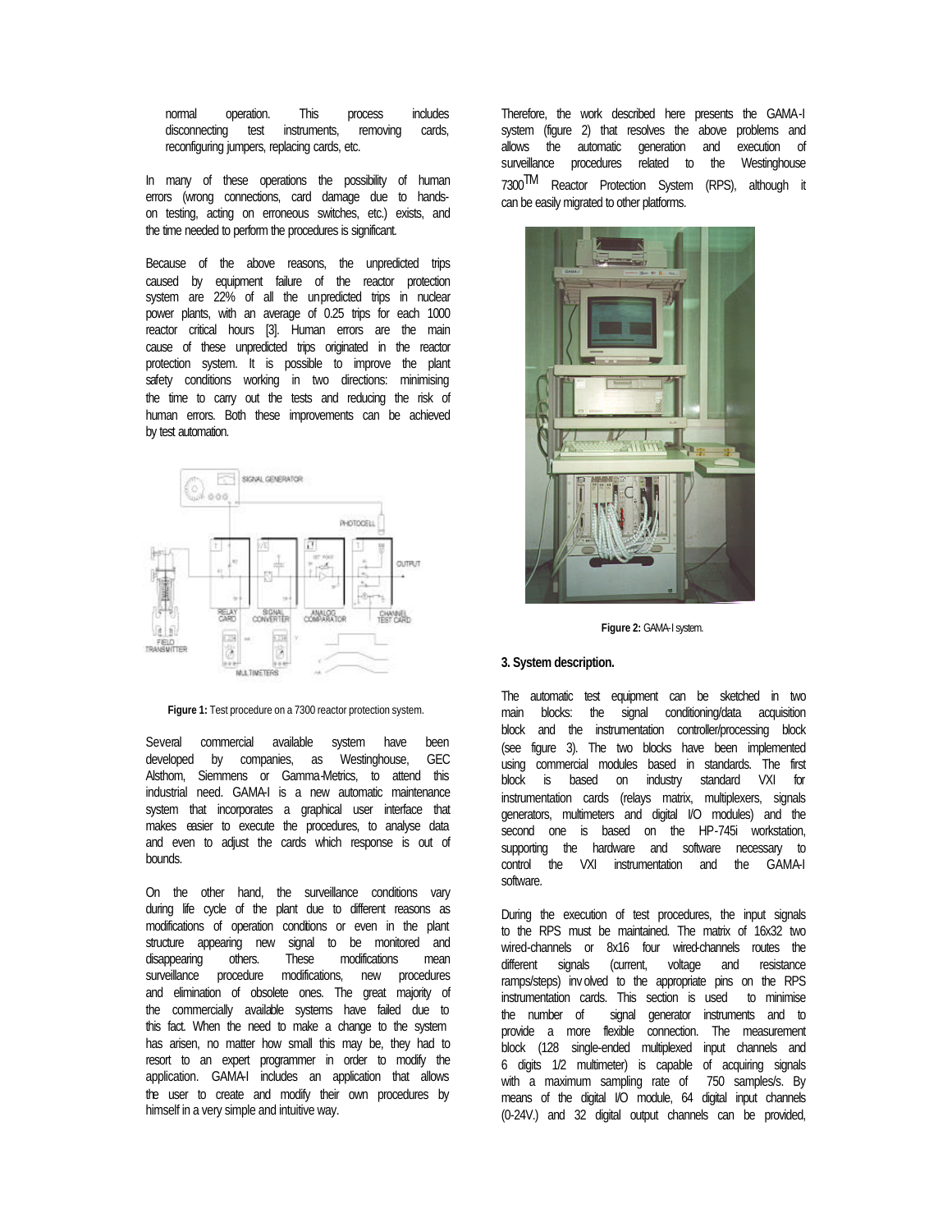normal operation. This process includes disconnecting test instruments, removing cards, reconfiguring jumpers, replacing cards, etc.

In many of these operations the possibility of human errors (wrong connections, card damage due to hands-on testing, acting on erroneous switches, etc.) exists, and the time needed to perform the procedures is significant.

Because of the above reasons, the unpredicted trips caused by equipment failure of the reactor protection system are 22% of all the unpredicted trips in nuclear power plants, with an average of 0.25 trips for each 1000 reactor critical hours [3]. Human errors are the main cause of these unpredicted trips originated in the reactor protection system. It is possible to improve the plant safety conditions working in two directions: minimising the time to carry out the tests and reducing the risk of human errors. Both these improvements can be achieved by test automation.

**Figure 1:** Test procedure on a 7300 reactor protection system.

Several commercial available system have been developed by companies, as Westinghouse, GEC Alsthom, Siemmens or Gamma-Metrics, to attend this industrial need. GAMA-I is a new automatic maintenance system that incorporates a graphical user interface that makes easier to execute the procedures, to analyse data and even to adjust the cards which response is out of bounds.

On the other hand, the surveillance conditions vary during life cycle of the plant due to different reasons as modifications of operation conditions or even in the plant structure appearing new signal to be monitored and disappearing others. These modifications mean surveillance procedure modifications, new procedures and elimination of obsolete ones. The great majority of the commercially available systems have failed due to this fact. When the need to make a change to the system has arisen, no matter how small this may be, they had to resort to an expert programmer in order to modify the application. GAMA-I includes an application that allows the user to create and modify their own procedures by himself in a very simple and intuitive way.

Therefore, the work described here presents the GAMA-I system (figure 2) that resolves the above problems and allows the automatic generation and execution of surveillance procedures related to the Westinghouse 7300[TM] Reactor Protection System (RPS), although it can be easily migrated to other platforms.

**Figure 2:** GAMA-I system.

## 3. System description.

The automatic test equipment can be sketched in two main blocks: the signal conditioning/data acquisition block and the instrumentation controller/processing block (see figure 3). The two blocks have been implemented using commercial modules based in standards. The first block is based on industry standard VXI for instrumentation cards (relays matrix, multiplexers, signals generators, multimeters and digital I/O modules) and the second one is based on the HP-745i workstation, supporting the hardware and software necessary to control the VXI instrumentation and the GAMA-I software.

During the execution of test procedures, the input signals to the RPS must be maintained. The matrix of 16x32 two wired-channels or 8x16 four wired-channels routes the different signals (current, voltage and resistance ramps/steps) involved to the appropriate pins on the RPS instrumentation cards. This section is used to minimise the number of signal generator instruments and to provide a more flexible connection. The measurement block (128 single-ended multiplexed input channels and 6 digits 1/2 multimeter) is capable of acquiring signals with a maximum sampling rate of 750 samples/s. By means of the digital I/O module, 64 digital input channels (0-24V.) and 32 digital output channels can be provided,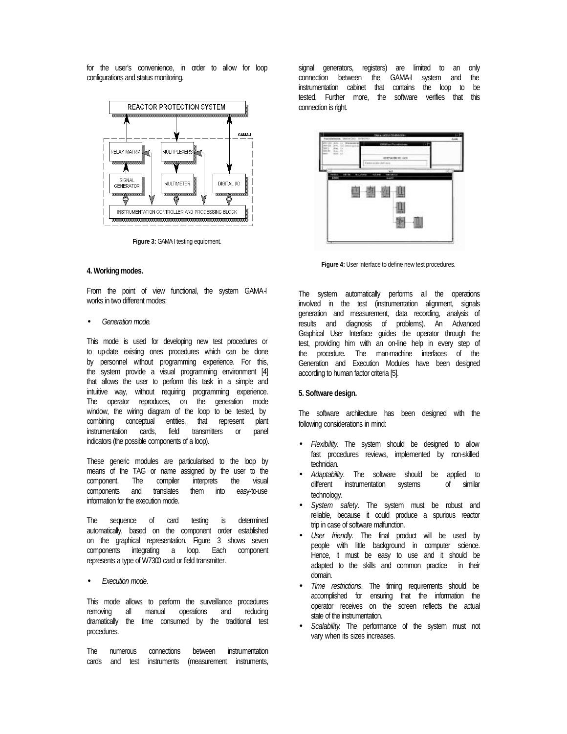for the user's convenience, in order to allow for loop configurations and status monitoring.

Figure 3: GAMA-I testing equipment.

## 4. Working modes.

From the point of view functional, the system GAMA-I works in two different modes:

- *Generation mode.*

This mode is used for developing new test procedures or to up-date existing ones procedures which can be done by personnel without programming experience. For this, the system provide a visual programming environment [4] that allows the user to perform this task in a simple and intuitive way, without requiring programming experience. The operator reproduces, on the generation mode window, the wiring diagram of the loop to be tested, by combining conceptual entities, that represent plant instrumentation cards, field transmitters or panel indicators (the possible components of a loop).

These generic modules are particularised to the loop by means of the TAG or name assigned by the user to the component. The compiler interprets the visual components and translates them into easy-to-use information for the execution mode.

The sequence of card testing is determined automatically, based on the component order established on the graphical representation. Figure 3 shows seven components integrating a loop. Each component represents a type of W7300 card or field transmitter.

- *Execution mode.*

This mode allows to perform the surveillance procedures removing all manual operations and reducing dramatically the time consumed by the traditional test procedures.

The numerous connections between instrumentation cards and test instruments (measurement instruments, signal generators, registers) are limited to an only connection between the GAMA-I system and the instrumentation cabinet that contains the loop to be tested. Further more, the software verifies that this connection is right.

Figure 4: User interface to define new test procedures.

The system automatically performs all the operations involved in the test (instrumentation alignment, signals generation and measurement, data recording, analysis of results and diagnosis of problems). An Advanced Graphical User Interface guides the operator through the test, providing him with an on-line help in every step of the procedure. The man-machine interfaces of the Generation and Execution Modules have been designed according to human factor criteria [5].

## 5. Software design.

The software architecture has been designed with the following considerations in mind:

- *Flexibility.* The system should be designed to allow fast procedures reviews, implemented by non-skilled technician.
- *Adaptability*. The software should be applied to different instrumentation systems of similar technology.
- *System safety*. The system must be robust and reliable, because it could produce a spurious reactor trip in case of software malfunction.
- *User friendly.* The final product will be used by people with little background in computer science. Hence, it must be easy to use and it should be adapted to the skills and common practice in their domain.
- *Time restrictions*. The timing requirements should be accomplished for ensuring that the information the operator receives on the screen reflects the actual state of the instrumentation.
- *Scalability.* The performance of the system must not vary when its sizes increases.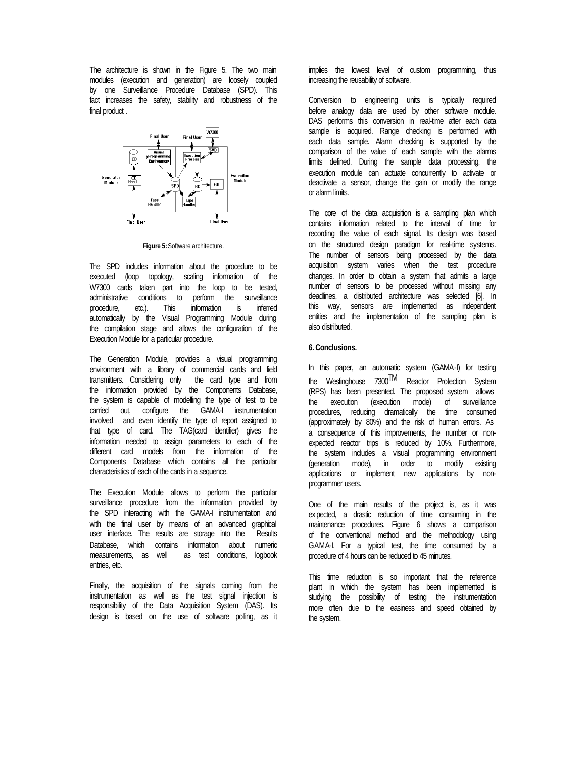The architecture is shown in the Figure 5. The two main modules (execution and generation) are loosely coupled by one Surveillance Procedure Database (SPD). This fact increases the safety, stability and robustness of the final product .

**Figure 5:** Software architecture.

The SPD includes information about the procedure to be executed (loop topology, scaling information of the W7300 cards taken part into the loop to be tested, administrative conditions to perform the surveillance procedure, etc.). This information is inferred automatically by the Visual Programming Module during the compilation stage and allows the configuration of the Execution Module for a particular procedure.

The Generation Module, provides a visual programming environment with a library of commercial cards and field transmitters. Considering only the card type and from the information provided by the Components Database, the system is capable of modelling the type of test to be carried out, configure the GAMA-I instrumentation involved and even identify the type of report assigned to that type of card. The TAG(card identifier) gives the information needed to assign parameters to each of the different card models from the information of the Components Database which contains all the particular characteristics of each of the cards in a sequence.

The Execution Module allows to perform the particular surveillance procedure from the information provided by the SPD interacting with the GAMA-I instrumentation and with the final user by means of an advanced graphical user interface. The results are storage into the Results Database, which contains information about numeric measurements, as well as test conditions, logbook entries, etc.

Finally, the acquisition of the signals coming from the instrumentation as well as the test signal injection is responsibility of the Data Acquisition System (DAS). Its design is based on the use of software polling, as it implies the lowest level of custom programming, thus increasing the reusability of software.

Conversion to engineering units is typically required before analogy data are used by other software module. DAS performs this conversion in real-time after each data sample is acquired. Range checking is performed with each data sample. Alarm checking is supported by the comparison of the value of each sample with the alarms limits defined. During the sample data processing, the execution module can actuate concurrently to activate or deactivate a sensor, change the gain or modify the range or alarm limits.

The core of the data acquisition is a sampling plan which contains information related to the interval of time for recording the value of each signal. Its design was based on the structured design paradigm for real-time systems. The number of sensors being processed by the data acquisition system varies when the test procedure changes. In order to obtain a system that admits a large number of sensors to be processed without missing any deadlines, a distributed architecture was selected [6]. In this way, sensors are implemented as independent entities and the implementation of the sampling plan is also distributed.

## 6. Conclusions.

In this paper, an automatic system (GAMA-I) for testing the Westinghouse 7300™ Reactor Protection System (RPS) has been presented. The proposed system allows the execution (execution mode) of surveillance procedures, reducing dramatically the time consumed (approximately by 80%) and the risk of human errors. As a consequence of this improvements, the number or non-expected reactor trips is reduced by 10%. Furthermore, the system includes a visual programming environment (generation mode), in order to modify existing applications or implement new applications by non-programmer users.

One of the main results of the project is, as it was expected, a drastic reduction of time consuming in the maintenance procedures. Figure 6 shows a comparison of the conventional method and the methodology using GAMA-I. For a typical test, the time consumed by a procedure of 4 hours can be reduced to 45 minutes.

This time reduction is so important that the reference plant in which the system has been implemented is studying the possibility of testing the instrumentation more often due to the easiness and speed obtained by the system.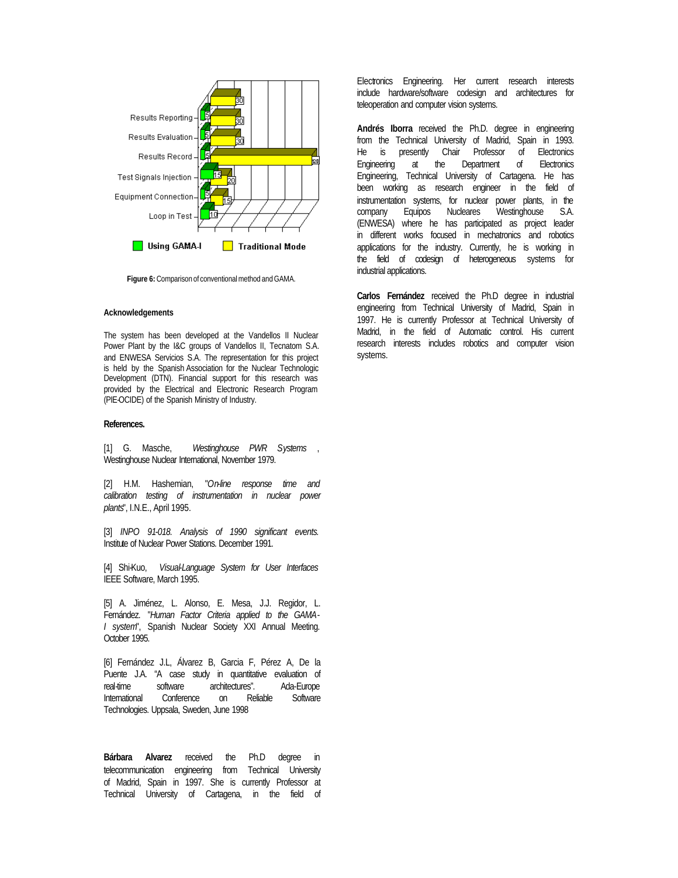Results Reporting
Results Evaluation
Results Record
Test Signals Injection
Equipment Connection
Loop in Test

30
5
30
5
30
5
120
15
20
5
15
10

Using GAMA-I
Traditional Mode

**Figure 6:** Comparison of conventional method and GAMA.

### Acknowledgements

The system has been developed at the Vandellos II Nuclear Power Plant by the I&C groups of Vandellos II, Tecnatom S.A. and ENWESA Servicios S.A. The representation for this project is held by the Spanish Association for the Nuclear Technologic Development (DTN). Financial support for this research was provided by the Electrical and Electronic Research Program (PIE-OCIDE) of the Spanish Ministry of Industry.

### References.

[1] G. Masche, *Westinghouse PWR Systems* , Westinghouse Nuclear International, November 1979.

[2] H.M. Hashemian, "*On-line response time and calibration testing of instrumentation in nuclear power plants*", I.N.E., April 1995.

[3] *INPO 91-018. Analysis of 1990 significant events.* Institute of Nuclear Power Stations. December 1991.

[4] Shi-Kuo, *Visual-Language System for User Interfaces* IEEE Software, March 1995.

[5] A. Jiménez, L. Alonso, E. Mesa, J.J. Regidor, L. Fernández. "*Human Factor Criteria applied to the GAMA-I system*", Spanish Nuclear Society XXI Annual Meeting. October 1995.

[6] Fernández J.L, Álvarez B, Garcia F, Pérez A, De la Puente J.A. "A case study in quantitative evaluation of real-time software architectures". Ada-Europe International Conference on Reliable Software Technologies. Uppsala, Sweden, June 1998

**Bárbara Alvarez** received the Ph.D degree in telecommunication engineering from Technical University of Madrid, Spain in 1997. She is currently Professor at Technical University of Cartagena, in the field of Electronics Engineering. Her current research interests include hardware/software codesign and architectures for teleoperation and computer vision systems.

**Andrés Iborra** received the Ph.D. degree in engineering from the Technical University of Madrid, Spain in 1993. He is presently Chair Professor of Electronics Engineering at the Department of Electronics Engineering, Technical University of Cartagena. He has been working as research engineer in the field of instrumentation systems, for nuclear power plants, in the company Equipos Nucleares Westinghouse S.A. (ENWESA) where he has participated as project leader in different works focused in mechatronics and robotics applications for the industry. Currently, he is working in the field of codesign of heterogeneous systems for industrial applications.

**Carlos Fernández** received the Ph.D degree in industrial engineering from Technical University of Madrid, Spain in 1997. He is currently Professor at Technical University of Madrid, in the field of Automatic control. His current research interests includes robotics and computer vision systems.